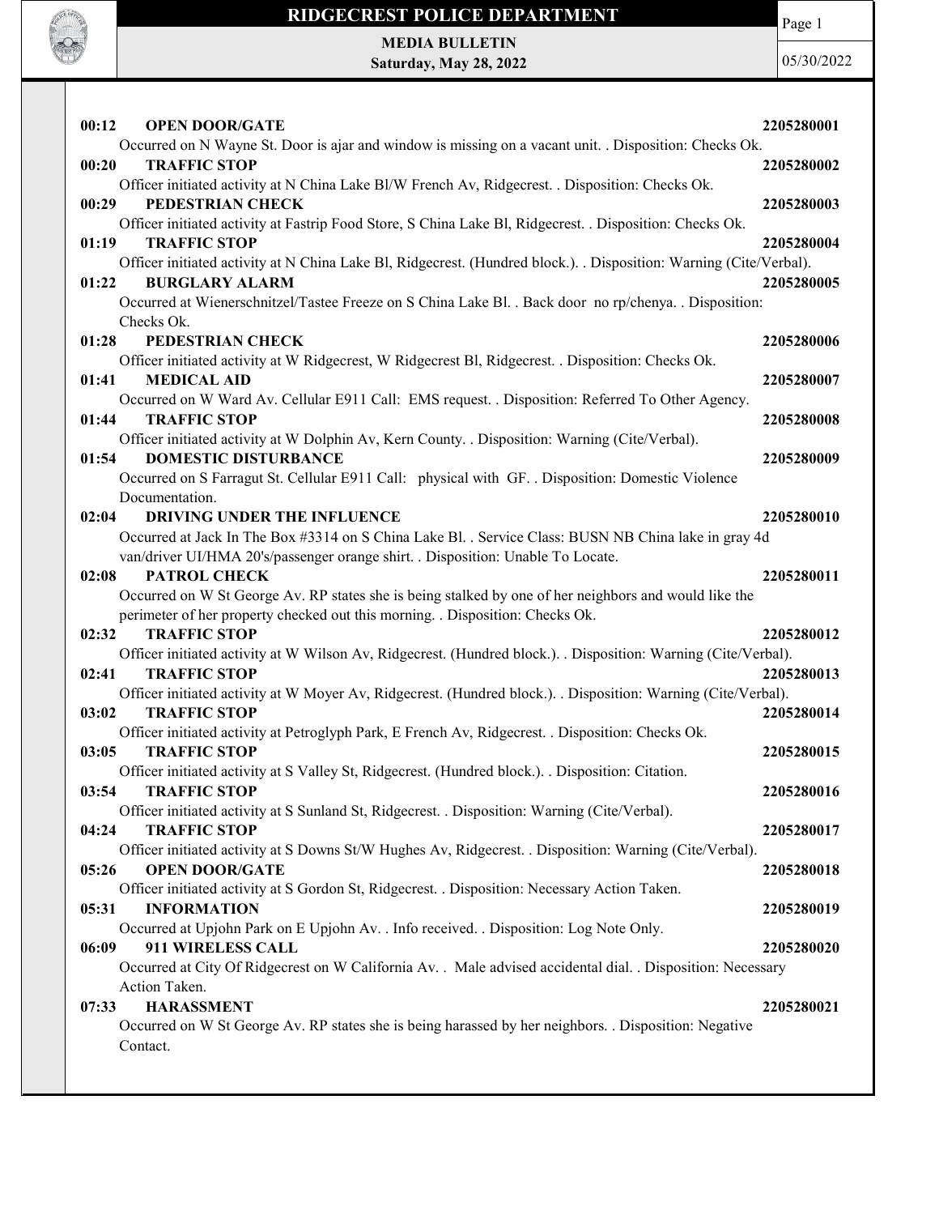# RIDGECREST POLICE DEPARTMENT

**MEDIA BULLETIN**
**Saturday, May 28, 2022**

05/30/2022

**00:12 OPEN DOOR/GATE** 2205280001
Occurred on N Wayne St. Door is ajar and window is missing on a vacant unit. . Disposition: Checks Ok.

**00:20 TRAFFIC STOP** 2205280002
Officer initiated activity at N China Lake Bl/W French Av, Ridgecrest. . Disposition: Checks Ok.

**00:29 PEDESTRIAN CHECK** 2205280003
Officer initiated activity at Fastrip Food Store, S China Lake Bl, Ridgecrest. . Disposition: Checks Ok.

**01:19 TRAFFIC STOP** 2205280004
Officer initiated activity at N China Lake Bl, Ridgecrest. (Hundred block.). . Disposition: Warning (Cite/Verbal).

**01:22 BURGLARY ALARM** 2205280005
Occurred at Wienerschnitzel/Tastee Freeze on S China Lake Bl. . Back door no rp/chenya. . Disposition: Checks Ok.

**01:28 PEDESTRIAN CHECK** 2205280006
Officer initiated activity at W Ridgecrest, W Ridgecrest Bl, Ridgecrest. . Disposition: Checks Ok.

**01:41 MEDICAL AID** 2205280007
Occurred on W Ward Av. Cellular E911 Call: EMS request. . Disposition: Referred To Other Agency.

**01:44 TRAFFIC STOP** 2205280008
Officer initiated activity at W Dolphin Av, Kern County. . Disposition: Warning (Cite/Verbal).

**01:54 DOMESTIC DISTURBANCE** 2205280009
Occurred on S Farragut St. Cellular E911 Call: physical with GF. . Disposition: Domestic Violence Documentation.

**02:04 DRIVING UNDER THE INFLUENCE** 2205280010
Occurred at Jack In The Box #3314 on S China Lake Bl. . Service Class: BUSN NB China lake in gray 4d van/driver UI/HMA 20's/passenger orange shirt. . Disposition: Unable To Locate.

**02:08 PATROL CHECK** 2205280011
Occurred on W St George Av. RP states she is being stalked by one of her neighbors and would like the perimeter of her property checked out this morning. . Disposition: Checks Ok.

**02:32 TRAFFIC STOP** 2205280012
Officer initiated activity at W Wilson Av, Ridgecrest. (Hundred block.). . Disposition: Warning (Cite/Verbal).

**02:41 TRAFFIC STOP** 2205280013
Officer initiated activity at W Moyer Av, Ridgecrest. (Hundred block.). . Disposition: Warning (Cite/Verbal).

**03:02 TRAFFIC STOP** 2205280014
Officer initiated activity at Petroglyph Park, E French Av, Ridgecrest. . Disposition: Checks Ok.

**03:05 TRAFFIC STOP** 2205280015
Officer initiated activity at S Valley St, Ridgecrest. (Hundred block.). . Disposition: Citation.

**03:54 TRAFFIC STOP** 2205280016
Officer initiated activity at S Sunland St, Ridgecrest. . Disposition: Warning (Cite/Verbal).

**04:24 TRAFFIC STOP** 2205280017
Officer initiated activity at S Downs St/W Hughes Av, Ridgecrest. . Disposition: Warning (Cite/Verbal).

**05:26 OPEN DOOR/GATE** 2205280018
Officer initiated activity at S Gordon St, Ridgecrest. . Disposition: Necessary Action Taken.

**05:31 INFORMATION** 2205280019
Occurred at Upjohn Park on E Upjohn Av. . Info received. . Disposition: Log Note Only.

**06:09 911 WIRELESS CALL** 2205280020
Occurred at City Of Ridgecrest on W California Av. . Male advised accidental dial. . Disposition: Necessary Action Taken.

**07:33 HARASSMENT** 2205280021
Occurred on W St George Av. RP states she is being harassed by her neighbors. . Disposition: Negative Contact.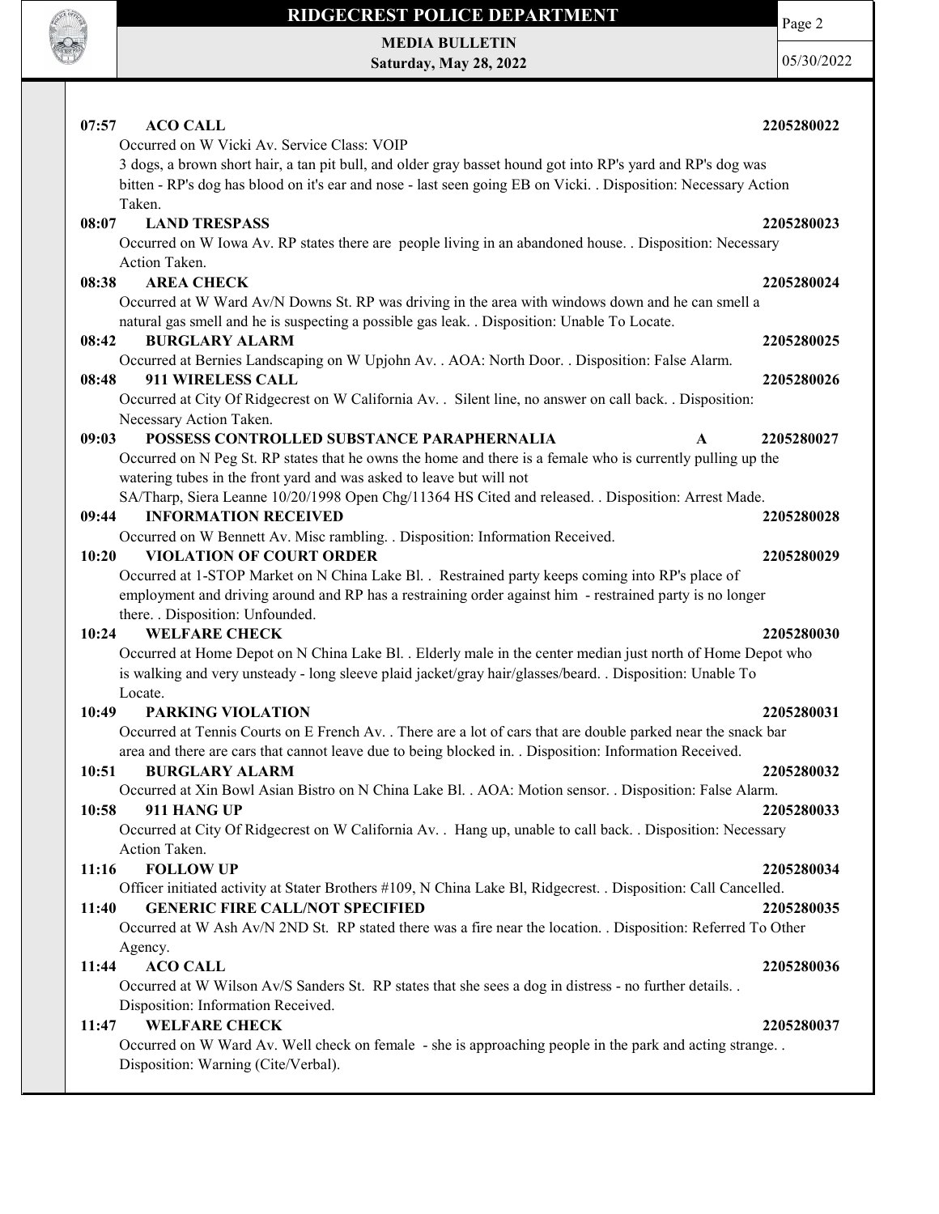**07:57 ACO CALL 2205280022**
Occurred on W Vicki Av. Service Class: VOIP
3 dogs, a brown short hair, a tan pit bull, and older gray basset hound got into RP's yard and RP's dog was bitten - RP's dog has blood on it's ear and nose - last seen going EB on Vicki. . Disposition: Necessary Action Taken.

**08:07 LAND TRESPASS 2205280023**
Occurred on W Iowa Av. RP states there are people living in an abandoned house. . Disposition: Necessary Action Taken.

**08:38 AREA CHECK 2205280024**
Occurred at W Ward Av/N Downs St. RP was driving in the area with windows down and he can smell a natural gas smell and he is suspecting a possible gas leak. . Disposition: Unable To Locate.

**08:42 BURGLARY ALARM 2205280025**
Occurred at Bernies Landscaping on W Upjohn Av. . AOA: North Door. . Disposition: False Alarm.

**08:48 911 WIRELESS CALL 2205280026**
Occurred at City Of Ridgecrest on W California Av. . Silent line, no answer on call back. . Disposition: Necessary Action Taken.

**09:03 POSSESS CONTROLLED SUBSTANCE PARAPHERNALIA A 2205280027**
Occurred on N Peg St. RP states that he owns the home and there is a female who is currently pulling up the watering tubes in the front yard and was asked to leave but will not
SA/Tharp, Siera Leanne 10/20/1998 Open Chg/11364 HS Cited and released. . Disposition: Arrest Made.

**09:44 INFORMATION RECEIVED 2205280028**
Occurred on W Bennett Av. Misc rambling. . Disposition: Information Received.

**10:20 VIOLATION OF COURT ORDER 2205280029**
Occurred at 1-STOP Market on N China Lake Bl. . Restrained party keeps coming into RP's place of employment and driving around and RP has a restraining order against him - restrained party is no longer there. . Disposition: Unfounded.

**10:24 WELFARE CHECK 2205280030**
Occurred at Home Depot on N China Lake Bl. . Elderly male in the center median just north of Home Depot who is walking and very unsteady - long sleeve plaid jacket/gray hair/glasses/beard. . Disposition: Unable To Locate.

**10:49 PARKING VIOLATION 2205280031**
Occurred at Tennis Courts on E French Av. . There are a lot of cars that are double parked near the snack bar area and there are cars that cannot leave due to being blocked in. . Disposition: Information Received.

**10:51 BURGLARY ALARM 2205280032**
Occurred at Xin Bowl Asian Bistro on N China Lake Bl. . AOA: Motion sensor. . Disposition: False Alarm.

**10:58 911 HANG UP 2205280033**
Occurred at City Of Ridgecrest on W California Av. . Hang up, unable to call back. . Disposition: Necessary Action Taken.

**11:16 FOLLOW UP 2205280034**
Officer initiated activity at Stater Brothers #109, N China Lake Bl, Ridgecrest. . Disposition: Call Cancelled.

**11:40 GENERIC FIRE CALL/NOT SPECIFIED 2205280035**
Occurred at W Ash Av/N 2ND St. RP stated there was a fire near the location. . Disposition: Referred To Other Agency.

**11:44 ACO CALL 2205280036**
Occurred at W Wilson Av/S Sanders St. RP states that she sees a dog in distress - no further details. . Disposition: Information Received.

**11:47 WELFARE CHECK 2205280037**
Occurred on W Ward Av. Well check on female - she is approaching people in the park and acting strange. . Disposition: Warning (Cite/Verbal).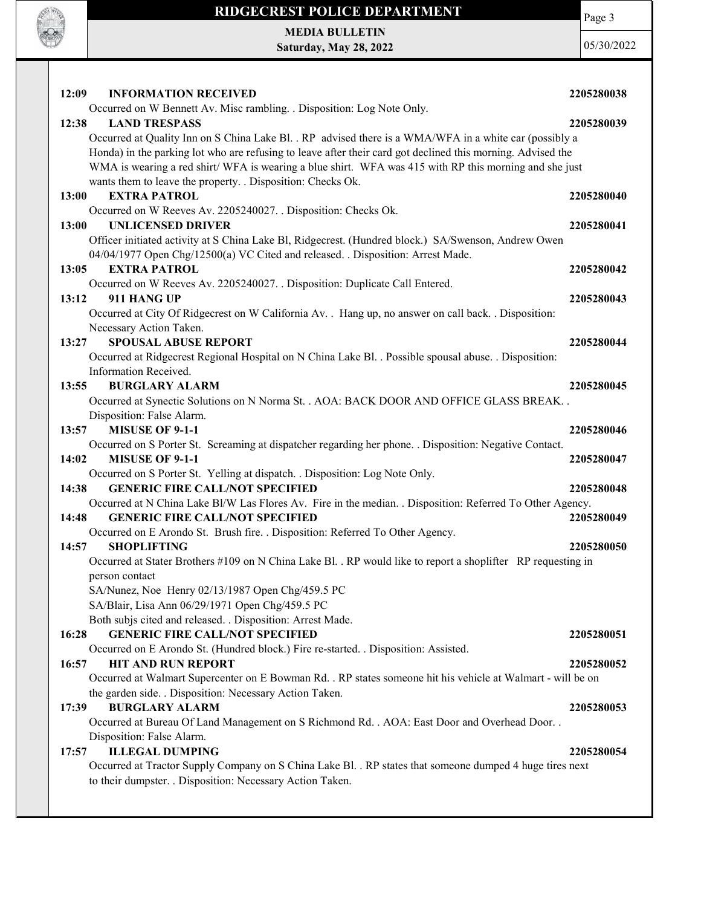**12:09 INFORMATION RECEIVED** **2205280038**

Occurred on W Bennett Av. Misc rambling. . Disposition: Log Note Only.

**12:38 LAND TRESPASS** **2205280039**

Occurred at Quality Inn on S China Lake Bl. . RP advised there is a WMA/WFA in a white car (possibly a Honda) in the parking lot who are refusing to leave after their card got declined this morning. Advised the WMA is wearing a red shirt/ WFA is wearing a blue shirt. WFA was 415 with RP this morning and she just wants them to leave the property. . Disposition: Checks Ok.

**13:00 EXTRA PATROL** **2205280040**

Occurred on W Reeves Av. 2205240027. . Disposition: Checks Ok.

**13:00 UNLICENSED DRIVER** **2205280041**

Officer initiated activity at S China Lake Bl, Ridgecrest. (Hundred block.) SA/Swenson, Andrew Owen 04/04/1977 Open Chg/12500(a) VC Cited and released. . Disposition: Arrest Made.

**13:05 EXTRA PATROL** **2205280042**

Occurred on W Reeves Av. 2205240027. . Disposition: Duplicate Call Entered.

**13:12 911 HANG UP** **2205280043**

Occurred at City Of Ridgecrest on W California Av. . Hang up, no answer on call back. . Disposition: Necessary Action Taken.

**13:27 SPOUSAL ABUSE REPORT** **2205280044**

Occurred at Ridgecrest Regional Hospital on N China Lake Bl. . Possible spousal abuse. . Disposition: Information Received.

**13:55 BURGLARY ALARM** **2205280045**

Occurred at Synectic Solutions on N Norma St. . AOA: BACK DOOR AND OFFICE GLASS BREAK. . Disposition: False Alarm.

**13:57 MISUSE OF 9-1-1** **2205280046**

Occurred on S Porter St. Screaming at dispatcher regarding her phone. . Disposition: Negative Contact.

**14:02 MISUSE OF 9-1-1** **2205280047**

Occurred on S Porter St. Yelling at dispatch. . Disposition: Log Note Only.

**14:38 GENERIC FIRE CALL/NOT SPECIFIED** **2205280048**

Occurred at N China Lake Bl/W Las Flores Av. Fire in the median. . Disposition: Referred To Other Agency.

**14:48 GENERIC FIRE CALL/NOT SPECIFIED** **2205280049**

Occurred on E Arondo St. Brush fire. . Disposition: Referred To Other Agency.

**14:57 SHOPLIFTING** **2205280050**

Occurred at Stater Brothers #109 on N China Lake Bl. . RP would like to report a shoplifter RP requesting in person contact

SA/Nunez, Noe Henry 02/13/1987 Open Chg/459.5 PC

SA/Blair, Lisa Ann 06/29/1971 Open Chg/459.5 PC

Both subjs cited and released. . Disposition: Arrest Made.

**16:28 GENERIC FIRE CALL/NOT SPECIFIED** **2205280051**

Occurred on E Arondo St. (Hundred block.) Fire re-started. . Disposition: Assisted.

**16:57 HIT AND RUN REPORT** **2205280052**

Occurred at Walmart Supercenter on E Bowman Rd. . RP states someone hit his vehicle at Walmart - will be on the garden side. . Disposition: Necessary Action Taken.

**17:39 BURGLARY ALARM** **2205280053**

Occurred at Bureau Of Land Management on S Richmond Rd. . AOA: East Door and Overhead Door. . Disposition: False Alarm.

**17:57 ILLEGAL DUMPING** **2205280054**

Occurred at Tractor Supply Company on S China Lake Bl. . RP states that someone dumped 4 huge tires next to their dumpster. . Disposition: Necessary Action Taken.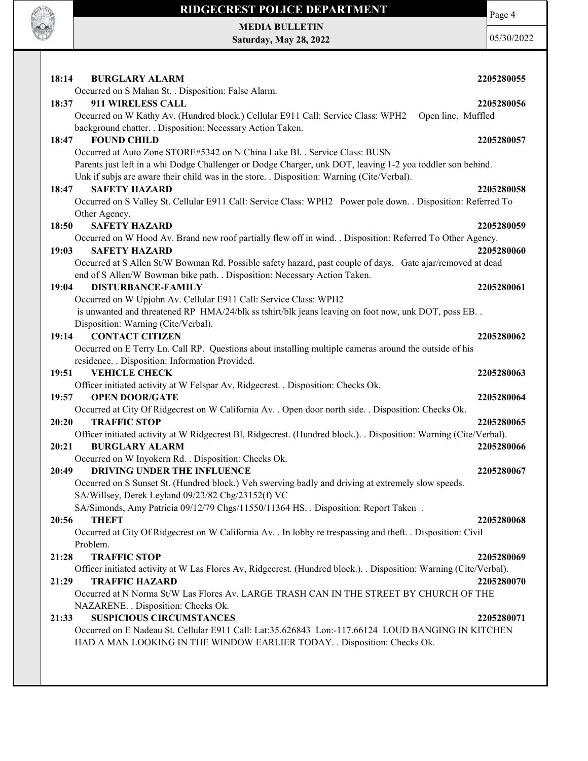**18:14 BURGLARY ALARM** **2205280055**
Occurred on S Mahan St. . Disposition: False Alarm.

**18:37 911 WIRELESS CALL** **2205280056**
Occurred on W Kathy Av. (Hundred block.) Cellular E911 Call: Service Class: WPH2 Open line. Muffled background chatter. . Disposition: Necessary Action Taken.

**18:47 FOUND CHILD** **2205280057**
Occurred at Auto Zone STORE#5342 on N China Lake Bl. . Service Class: BUSN
Parents just left in a whi Dodge Challenger or Dodge Charger, unk DOT, leaving 1-2 yoa toddler son behind. Unk if subjs are aware their child was in the store. . Disposition: Warning (Cite/Verbal).

**18:47 SAFETY HAZARD** **2205280058**
Occurred on S Valley St. Cellular E911 Call: Service Class: WPH2 Power pole down. . Disposition: Referred To Other Agency.

**18:50 SAFETY HAZARD** **2205280059**
Occurred on W Hood Av. Brand new roof partially flew off in wind. . Disposition: Referred To Other Agency.

**19:03 SAFETY HAZARD** **2205280060**
Occurred at S Allen St/W Bowman Rd. Possible safety hazard, past couple of days. Gate ajar/removed at dead end of S Allen/W Bowman bike path. . Disposition: Necessary Action Taken.

**19:04 DISTURBANCE-FAMILY** **2205280061**
Occurred on W Upjohn Av. Cellular E911 Call: Service Class: WPH2
is unwanted and threatened RP HMA/24/blk ss tshirt/blk jeans leaving on foot now, unk DOT, poss EB. . Disposition: Warning (Cite/Verbal).

**19:14 CONTACT CITIZEN** **2205280062**
Occurred on E Terry Ln. Call RP. Questions about installing multiple cameras around the outside of his residence. . Disposition: Information Provided.

**19:51 VEHICLE CHECK** **2205280063**
Officer initiated activity at W Felspar Av, Ridgecrest. . Disposition: Checks Ok.

**19:57 OPEN DOOR/GATE** **2205280064**
Occurred at City Of Ridgecrest on W California Av. . Open door north side. . Disposition: Checks Ok.

**20:20 TRAFFIC STOP** **2205280065**
Officer initiated activity at W Ridgecrest Bl, Ridgecrest. (Hundred block.). . Disposition: Warning (Cite/Verbal).

**20:21 BURGLARY ALARM** **2205280066**
Occurred on W Inyokern Rd. . Disposition: Checks Ok.

**20:49 DRIVING UNDER THE INFLUENCE** **2205280067**
Occurred on S Sunset St. (Hundred block.) Veh swerving badly and driving at extremely slow speeds.
SA/Willsey, Derek Leyland 09/23/82 Chg/23152(f) VC
SA/Simonds, Amy Patricia 09/12/79 Chgs/11550/11364 HS. . Disposition: Report Taken .

**20:56 THEFT** **2205280068**
Occurred at City Of Ridgecrest on W California Av. . In lobby re trespassing and theft. . Disposition: Civil Problem.

**21:28 TRAFFIC STOP** **2205280069**
Officer initiated activity at W Las Flores Av, Ridgecrest. (Hundred block.). . Disposition: Warning (Cite/Verbal).

**21:29 TRAFFIC HAZARD** **2205280070**
Occurred at N Norma St/W Las Flores Av. LARGE TRASH CAN IN THE STREET BY CHURCH OF THE NAZARENE. . Disposition: Checks Ok.

**21:33 SUSPICIOUS CIRCUMSTANCES** **2205280071**
Occurred on E Nadeau St. Cellular E911 Call: Lat:35.626843 Lon:-117.66124 LOUD BANGING IN KITCHEN HAD A MAN LOOKING IN THE WINDOW EARLIER TODAY. . Disposition: Checks Ok.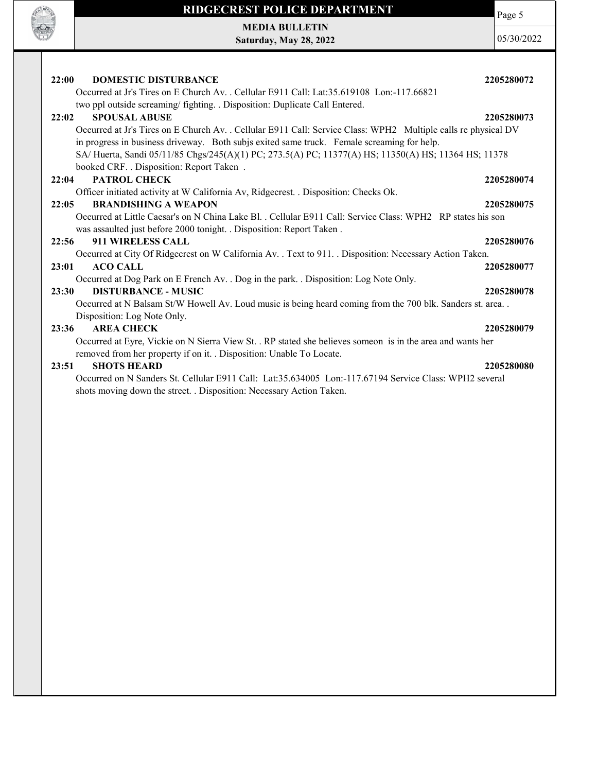**22:00 DOMESTIC DISTURBANCE 2205280072**

Occurred at Jr's Tires on E Church Av. . Cellular E911 Call: Lat:35.619108 Lon:-117.66821 two ppl outside screaming/ fighting. . Disposition: Duplicate Call Entered.

**22:02 SPOUSAL ABUSE 2205280073**

Occurred at Jr's Tires on E Church Av. . Cellular E911 Call: Service Class: WPH2 Multiple calls re physical DV in progress in business driveway. Both subjs exited same truck. Female screaming for help.
SA/ Huerta, Sandi 05/11/85 Chgs/245(A)(1) PC; 273.5(A) PC; 11377(A) HS; 11350(A) HS; 11364 HS; 11378 booked CRF. . Disposition: Report Taken .

**22:04 PATROL CHECK 2205280074**

Officer initiated activity at W California Av, Ridgecrest. . Disposition: Checks Ok.

**22:05 BRANDISHING A WEAPON 2205280075**

Occurred at Little Caesar's on N China Lake Bl. . Cellular E911 Call: Service Class: WPH2 RP states his son was assaulted just before 2000 tonight. . Disposition: Report Taken .

**22:56 911 WIRELESS CALL 2205280076**

Occurred at City Of Ridgecrest on W California Av. . Text to 911. . Disposition: Necessary Action Taken.

**23:01 ACO CALL 2205280077**

Occurred at Dog Park on E French Av. . Dog in the park. . Disposition: Log Note Only.

**23:30 DISTURBANCE - MUSIC 2205280078**

Occurred at N Balsam St/W Howell Av. Loud music is being heard coming from the 700 blk. Sanders st. area. . Disposition: Log Note Only.

**23:36 AREA CHECK 2205280079**

Occurred at Eyre, Vickie on N Sierra View St. . RP stated she believes someon is in the area and wants her removed from her property if on it. . Disposition: Unable To Locate.

**23:51 SHOTS HEARD 2205280080**

Occurred on N Sanders St. Cellular E911 Call: Lat:35.634005 Lon:-117.67194 Service Class: WPH2 several shots moving down the street. . Disposition: Necessary Action Taken.